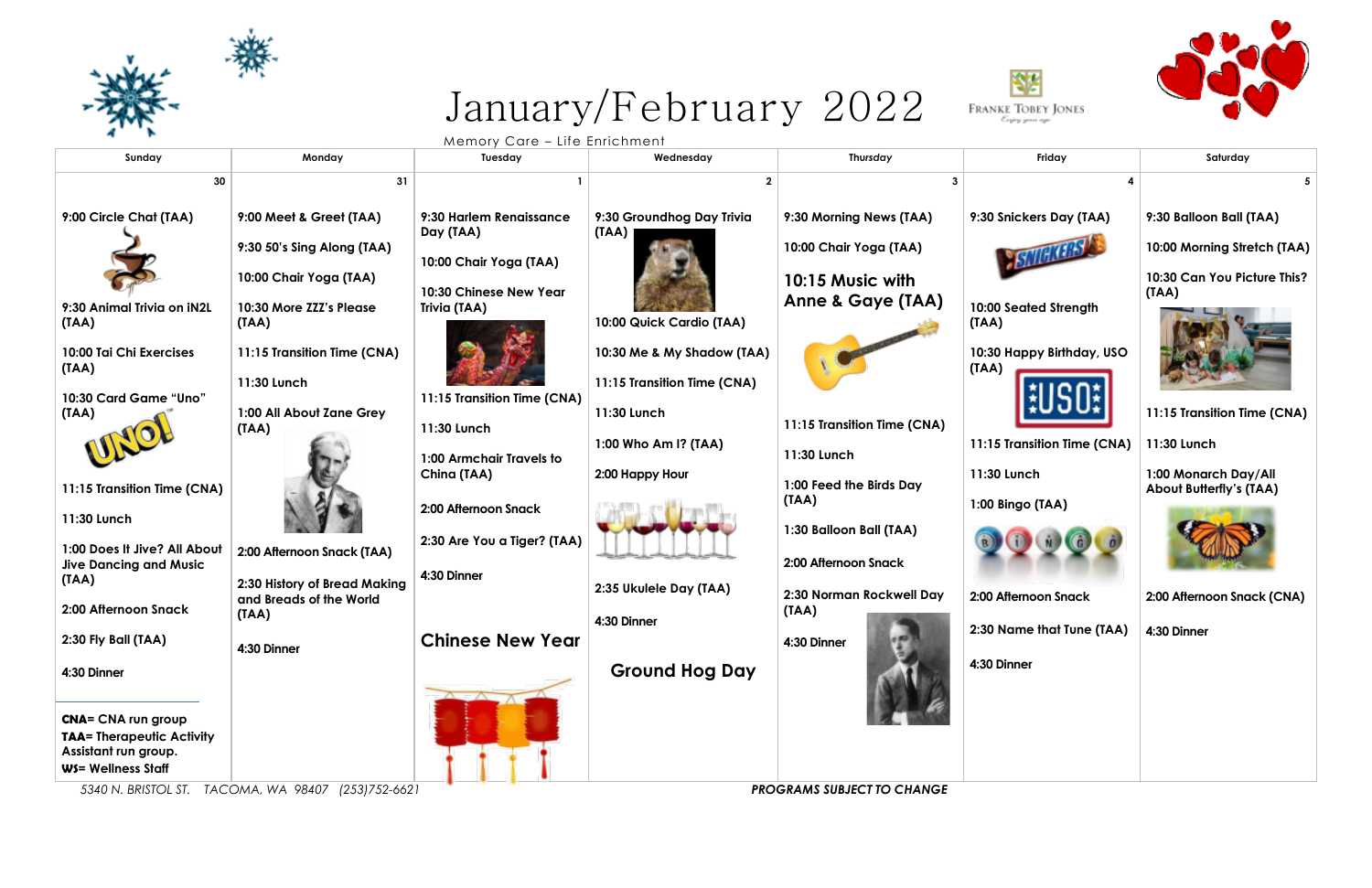# January/February 2022

Memory Care – Life Enrichment

Franke Tobey Jones

| Sunday | Monday | Tuesday | Wednesday | Thursday | Friday | Saturday |
|---|---|---|---|---|---|---|
| 30 | 31 | 1 | 2 | 3 | 4 | 5 |
| 9:00 Circle Chat (TAA)<br><br>9:30 Animal Trivia on iN2L (TAA)<br><br>10:00 Tai Chi Exercises (TAA)<br><br>10:30 Card Game "Uno" (TAA)<br><br>11:15 Transition Time (CNA)<br><br>11:30 Lunch<br><br>1:00 Does It Jive? All About Jive Dancing and Music (TAA)<br><br>2:00 Afternoon Snack<br><br>2:30 Fly Ball (TAA)<br><br>4:30 Dinner<br><br>**CNA**= CNA run group<br>**TAA**= Therapeutic Activity Assistant run group.<br>**WS**= Wellness Staff | 9:00 Meet & Greet (TAA)<br><br>9:30 50's Sing Along (TAA)<br><br>10:00 Chair Yoga (TAA)<br><br>10:30 More ZZZ's Please (TAA)<br><br>11:15 Transition Time (CNA)<br><br>11:30 Lunch<br><br>1:00 All About Zane Grey (TAA)<br><br>2:00 Afternoon Snack (TAA)<br><br>2:30 History of Bread Making and Breads of the World (TAA)<br><br>4:30 Dinner | 9:30 Harlem Renaissance Day (TAA)<br><br>10:00 Chair Yoga (TAA)<br><br>10:30 Chinese New Year Trivia (TAA)<br><br>11:15 Transition Time (CNA)<br><br>11:30 Lunch<br><br>1:00 Armchair Travels to China (TAA)<br><br>2:00 Afternoon Snack<br><br>2:30 Are You a Tiger? (TAA)<br><br>4:30 Dinner<br><br>**Chinese New Year** | 9:30 Groundhog Day Trivia (TAA)<br><br>10:00 Quick Cardio (TAA)<br><br>10:30 Me & My Shadow (TAA)<br><br>11:15 Transition Time (CNA)<br><br>11:30 Lunch<br><br>1:00 Who Am I? (TAA)<br><br>2:00 Happy Hour<br><br>2:35 Ukulele Day (TAA)<br><br>4:30 Dinner<br><br>**Ground Hog Day** | 9:30 Morning News (TAA)<br><br>10:00 Chair Yoga (TAA)<br><br>**10:15 Music with Anne & Gaye (TAA)**<br><br>11:15 Transition Time (CNA)<br><br>11:30 Lunch<br><br>1:00 Feed the Birds Day (TAA)<br><br>1:30 Balloon Ball (TAA)<br><br>2:00 Afternoon Snack<br><br>2:30 Norman Rockwell Day (TAA)<br><br>4:30 Dinner | 9:30 Snickers Day (TAA)<br><br>10:00 Seated Strength (TAA)<br><br>10:30 Happy Birthday, USO (TAA)<br><br>11:15 Transition Time (CNA)<br><br>11:30 Lunch<br><br>1:00 Bingo (TAA)<br><br>2:00 Afternoon Snack<br><br>2:30 Name that Tune (TAA)<br><br>4:30 Dinner | 9:30 Balloon Ball (TAA)<br><br>10:00 Morning Stretch (TAA)<br><br>10:30 Can You Picture This? (TAA)<br><br>11:15 Transition Time (CNA)<br><br>11:30 Lunch<br><br>1:00 Monarch Day/All About Butterfly's (TAA)<br><br>2:00 Afternoon Snack (CNA)<br><br>4:30 Dinner |

*5340 N. BRISTOL ST. TACOMA, WA 98407 (253)752-6621*

***PROGRAMS SUBJECT TO CHANGE***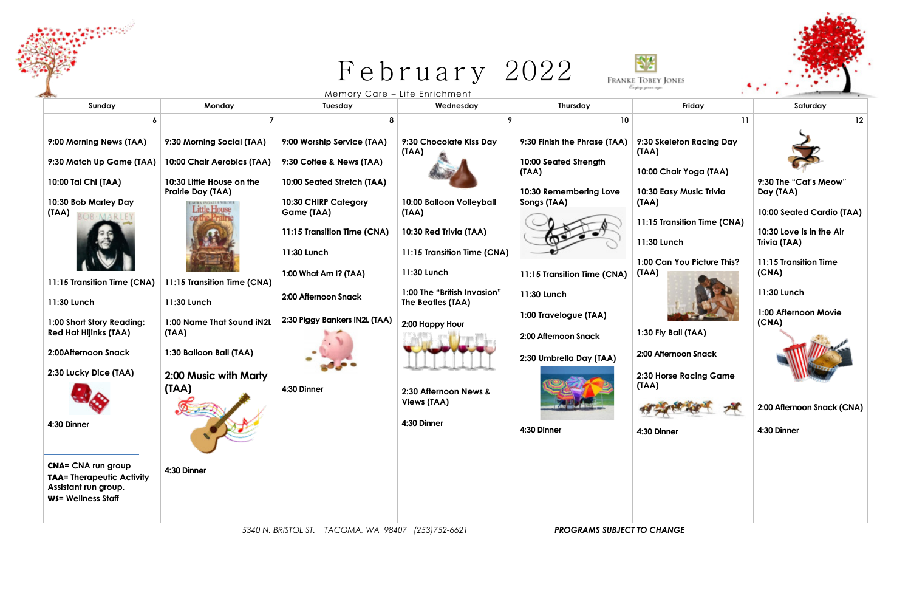# February 2022

Memory Care – Life Enrichment

FRANKE TOBEY JONES

| Sunday | Monday | Tuesday | Wednesday | Thursday | Friday | Saturday |
|---|---|---|---|---|---|---|
| 6 | 7 | 8 | 9 | 10 | 11 | 12 |
| 9:00 Morning News (TAA)<br>9:30 Match Up Game (TAA)<br>10:00 Tai Chi (TAA)<br>10:30 Bob Marley Day (TAA)<br>11:15 Transition Time (CNA)<br>11:30 Lunch<br>1:00 Short Story Reading: Red Hat Hijinks (TAA)<br>2:00Afternoon Snack<br>2:30 Lucky Dice (TAA)<br>4:30 Dinner<br>**CNA**= CNA run group<br>**TAA**= Therapeutic Activity Assistant run group.<br>**WS**= Wellness Staff | 9:30 Morning Social (TAA)<br>10:00 Chair Aerobics (TAA)<br>10:30 Little House on the Prairie Day (TAA)<br>11:15 Transition Time (CNA)<br>11:30 Lunch<br>1:00 Name That Sound iN2L (TAA)<br>1:30 Balloon Ball (TAA)<br>2:00 Music with Marty (TAA)<br>4:30 Dinner | 9:00 Worship Service (TAA)<br>9:30 Coffee & News (TAA)<br>10:00 Seated Stretch (TAA)<br>10:30 CHIRP Category Game (TAA)<br>11:15 Transition Time (CNA)<br>11:30 Lunch<br>1:00 What Am I? (TAA)<br>2:00 Afternoon Snack<br>2:30 Piggy Bankers iN2L (TAA)<br>4:30 Dinner | 9:30 Chocolate Kiss Day (TAA)<br>10:00 Balloon Volleyball (TAA)<br>10:30 Red Trivia (TAA)<br>11:15 Transition Time (CNA)<br>11:30 Lunch<br>1:00 The "British Invasion" The Beatles (TAA)<br>2:00 Happy Hour<br>2:30 Afternoon News & Views (TAA)<br>4:30 Dinner | 9:30 Finish the Phrase (TAA)<br>10:00 Seated Strength (TAA)<br>10:30 Remembering Love Songs (TAA)<br>11:15 Transition Time (CNA)<br>11:30 Lunch<br>1:00 Travelogue (TAA)<br>2:00 Afternoon Snack<br>2:30 Umbrella Day (TAA)<br>4:30 Dinner | 9:30 Skeleton Racing Day (TAA)<br>10:00 Chair Yoga (TAA)<br>10:30 Easy Music Trivia (TAA)<br>11:15 Transition Time (CNA)<br>11:30 Lunch<br>1:00 Can You Picture This? (TAA)<br>1:30 Fly Ball (TAA)<br>2:00 Afternoon Snack<br>2:30 Horse Racing Game (TAA)<br>4:30 Dinner | 9:30 The "Cat's Meow" Day (TAA)<br>10:00 Seated Cardio (TAA)<br>10:30 Love is in the Air Trivia (TAA)<br>11:15 Transition Time (CNA)<br>11:30 Lunch<br>1:00 Afternoon Movie (CNA)<br>2:00 Afternoon Snack (CNA)<br>4:30 Dinner |

*5340 N. BRISTOL ST. TACOMA, WA 98407 (253)752-6621* ***PROGRAMS SUBJECT TO CHANGE***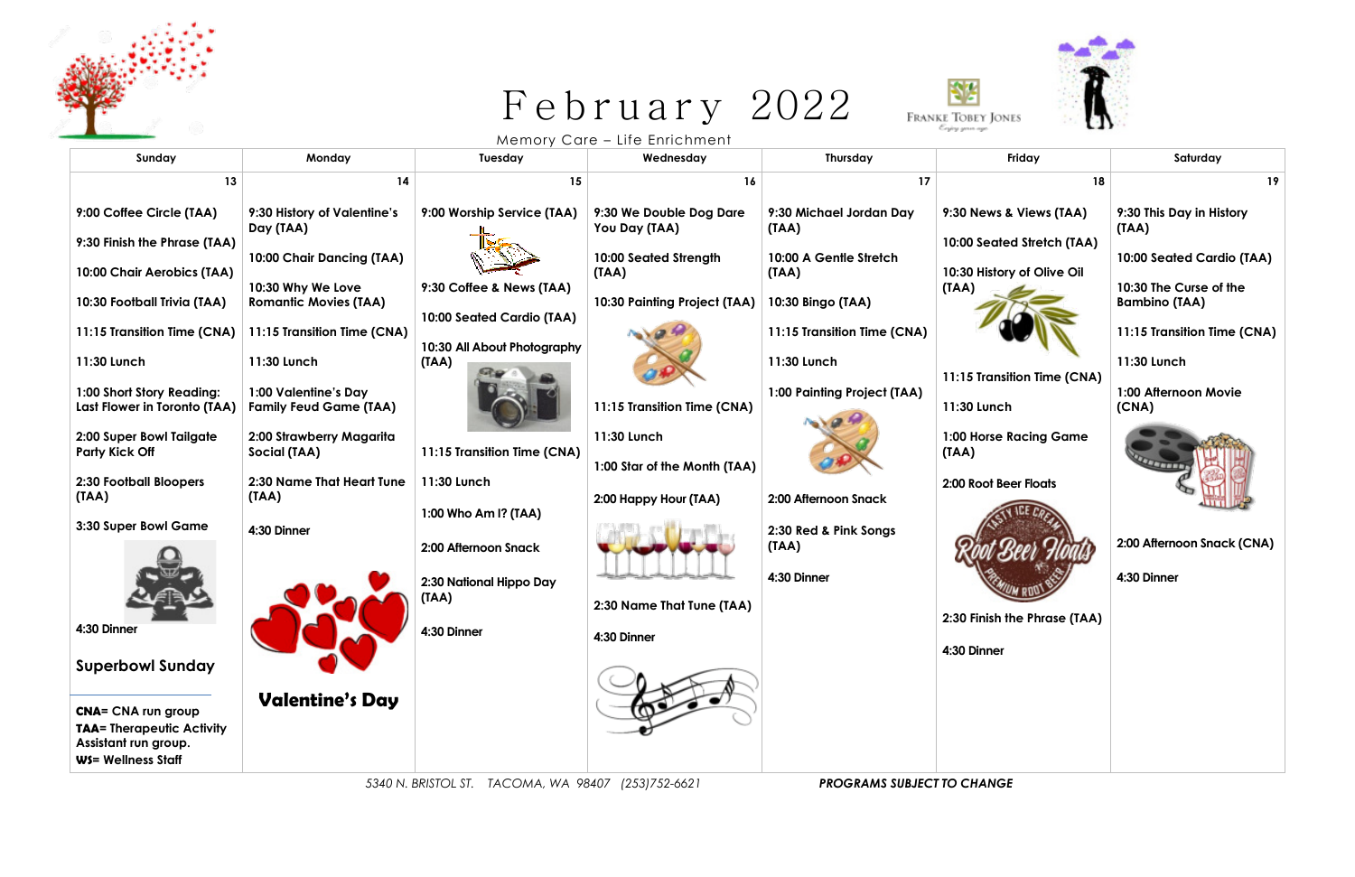# February 2022

Memory Care – Life Enrichment

Franke Tobey Jones

| Sunday | Monday | Tuesday | Wednesday | Thursday | Friday | Saturday |
|---|---|---|---|---|---|---|
| 13 | 14 | 15 | 16 | 17 | 18 | 19 |
| 9:00 Coffee Circle (TAA)<br>9:30 Finish the Phrase (TAA)<br>10:00 Chair Aerobics (TAA)<br>10:30 Football Trivia (TAA)<br>11:15 Transition Time (CNA)<br>11:30 Lunch<br>1:00 Short Story Reading: Last Flower in Toronto (TAA)<br>2:00 Super Bowl Tailgate Party Kick Off<br>2:30 Football Bloopers (TAA)<br>3:30 Super Bowl Game<br>4:30 Dinner<br>**Superbowl Sunday** | 9:30 History of Valentine's Day (TAA)<br>10:00 Chair Dancing (TAA)<br>10:30 Why We Love Romantic Movies (TAA)<br>11:15 Transition Time (CNA)<br>11:30 Lunch<br>1:00 Valentine's Day Family Feud Game (TAA)<br>2:00 Strawberry Magarita Social (TAA)<br>2:30 Name That Heart Tune (TAA)<br>4:30 Dinner<br>**Valentine's Day** | 9:00 Worship Service (TAA)<br>9:30 Coffee & News (TAA)<br>10:00 Seated Cardio (TAA)<br>10:30 All About Photography (TAA)<br>11:15 Transition Time (CNA)<br>11:30 Lunch<br>1:00 Who Am I? (TAA)<br>2:00 Afternoon Snack<br>2:30 National Hippo Day (TAA)<br>4:30 Dinner | 9:30 We Double Dog Dare You Day (TAA)<br>10:00 Seated Strength (TAA)<br>10:30 Painting Project (TAA)<br>11:15 Transition Time (CNA)<br>11:30 Lunch<br>1:00 Star of the Month (TAA)<br>2:00 Happy Hour (TAA)<br>2:30 Name That Tune (TAA)<br>4:30 Dinner | 9:30 Michael Jordan Day (TAA)<br>10:00 A Gentle Stretch (TAA)<br>10:30 Bingo (TAA)<br>11:15 Transition Time (CNA)<br>11:30 Lunch<br>1:00 Painting Project (TAA)<br>2:00 Afternoon Snack<br>2:30 Red & Pink Songs (TAA)<br>4:30 Dinner | 9:30 News & Views (TAA)<br>10:00 Seated Stretch (TAA)<br>10:30 History of Olive Oil (TAA)<br>11:15 Transition Time (CNA)<br>11:30 Lunch<br>1:00 Horse Racing Game (TAA)<br>2:00 Root Beer Floats<br>2:30 Finish the Phrase (TAA)<br>4:30 Dinner | 9:30 This Day in History (TAA)<br>10:00 Seated Cardio (TAA)<br>10:30 The Curse of the Bambino (TAA)<br>11:15 Transition Time (CNA)<br>11:30 Lunch<br>1:00 Afternoon Movie (CNA)<br>2:00 Afternoon Snack (CNA)<br>4:30 Dinner |

**CNA**= CNA run group
**TAA**= Therapeutic Activity Assistant run group.
**WS**= Wellness Staff

*5340 N. BRISTOL ST. TACOMA, WA 98407 (253)752-6621*

***PROGRAMS SUBJECT TO CHANGE***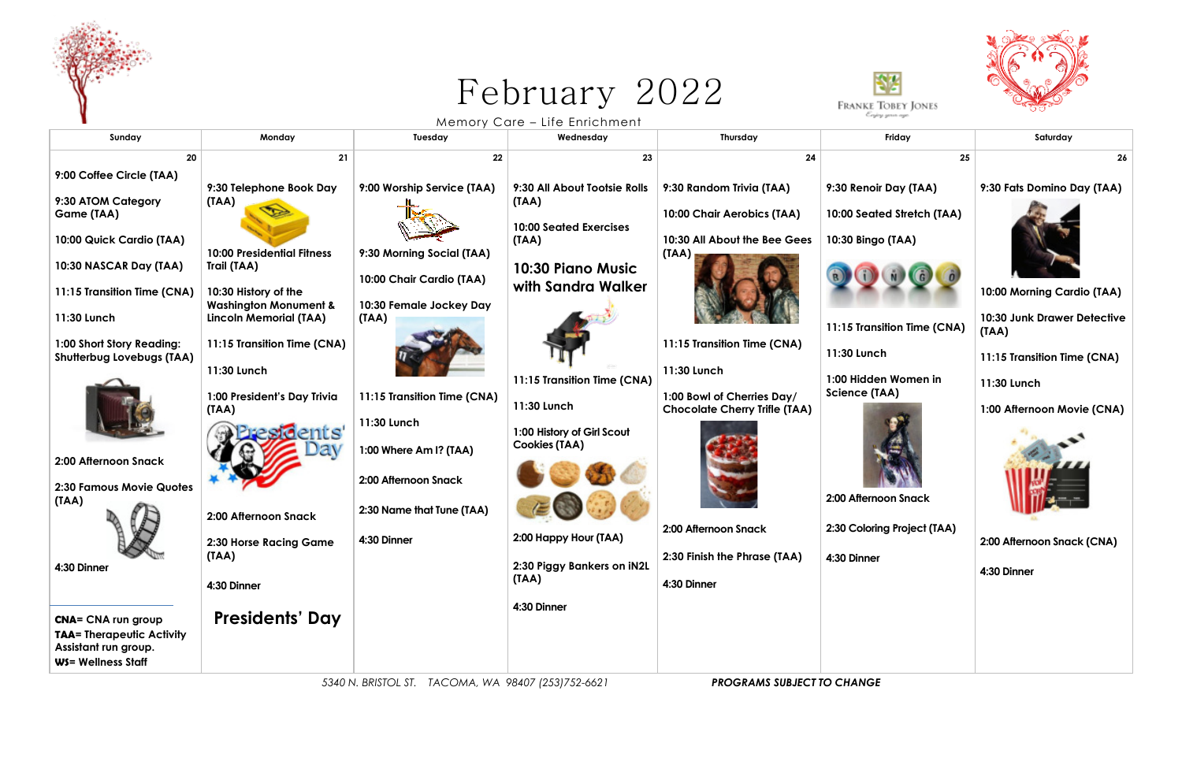# February 2022

Memory Care – Life Enrichment

FRANKE TOBEY JONES

| Sunday | Monday | Tuesday | Wednesday | Thursday | Friday | Saturday |
| --- | --- | --- | --- | --- | --- | --- |
| 20 | 21 | 22 | 23 | 24 | 25 | 26 |
| 9:00 Coffee Circle (TAA)<br><br>9:30 ATOM Category Game (TAA)<br><br>10:00 Quick Cardio (TAA)<br><br>10:30 NASCAR Day (TAA)<br><br>11:15 Transition Time (CNA)<br><br>11:30 Lunch<br><br>1:00 Short Story Reading: Shutterbug Lovebugs (TAA)<br><br>2:00 Afternoon Snack<br><br>2:30 Famous Movie Quotes (TAA)<br><br>4:30 Dinner | 9:30 Telephone Book Day (TAA)<br><br>10:00 Presidential Fitness Trail (TAA)<br><br>10:30 History of the Washington Monument & Lincoln Memorial (TAA)<br><br>11:15 Transition Time (CNA)<br><br>11:30 Lunch<br><br>1:00 President's Day Trivia (TAA)<br><br>2:00 Afternoon Snack<br><br>2:30 Horse Racing Game (TAA)<br><br>4:30 Dinner<br><br>**Presidents' Day** | 9:00 Worship Service (TAA)<br><br>9:30 Morning Social (TAA)<br><br>10:00 Chair Cardio (TAA)<br><br>10:30 Female Jockey Day (TAA)<br><br>11:15 Transition Time (CNA)<br><br>11:30 Lunch<br><br>1:00 Where Am I? (TAA)<br><br>2:00 Afternoon Snack<br><br>2:30 Name that Tune (TAA)<br><br>4:30 Dinner | 9:30 All About Tootsie Rolls (TAA)<br><br>10:00 Seated Exercises (TAA)<br><br>**10:30 Piano Music with Sandra Walker**<br><br>11:15 Transition Time (CNA)<br><br>11:30 Lunch<br><br>1:00 History of Girl Scout Cookies (TAA)<br><br>2:00 Happy Hour (TAA)<br><br>2:30 Piggy Bankers on iN2L (TAA)<br><br>4:30 Dinner | 9:30 Random Trivia (TAA)<br><br>10:00 Chair Aerobics (TAA)<br><br>10:30 All About the Bee Gees (TAA)<br><br>11:15 Transition Time (CNA)<br><br>11:30 Lunch<br><br>1:00 Bowl of Cherries Day/ Chocolate Cherry Trifle (TAA)<br><br>2:00 Afternoon Snack<br><br>2:30 Finish the Phrase (TAA)<br><br>4:30 Dinner | 9:30 Renoir Day (TAA)<br><br>10:00 Seated Stretch (TAA)<br><br>10:30 Bingo (TAA)<br><br>11:15 Transition Time (CNA)<br><br>11:30 Lunch<br><br>1:00 Hidden Women in Science (TAA)<br><br>2:00 Afternoon Snack<br><br>2:30 Coloring Project (TAA)<br><br>4:30 Dinner | 9:30 Fats Domino Day (TAA)<br><br>10:00 Morning Cardio (TAA)<br><br>10:30 Junk Drawer Detective (TAA)<br><br>11:15 Transition Time (CNA)<br><br>11:30 Lunch<br><br>1:00 Afternoon Movie (CNA)<br><br>2:00 Afternoon Snack (CNA)<br><br>4:30 Dinner |

**CNA**= CNA run group
**TAA**= Therapeutic Activity Assistant run group.
**WS**= Wellness Staff

5340 N. BRISTOL ST. TACOMA, WA 98407 (253)752-6621

***PROGRAMS SUBJECT TO CHANGE***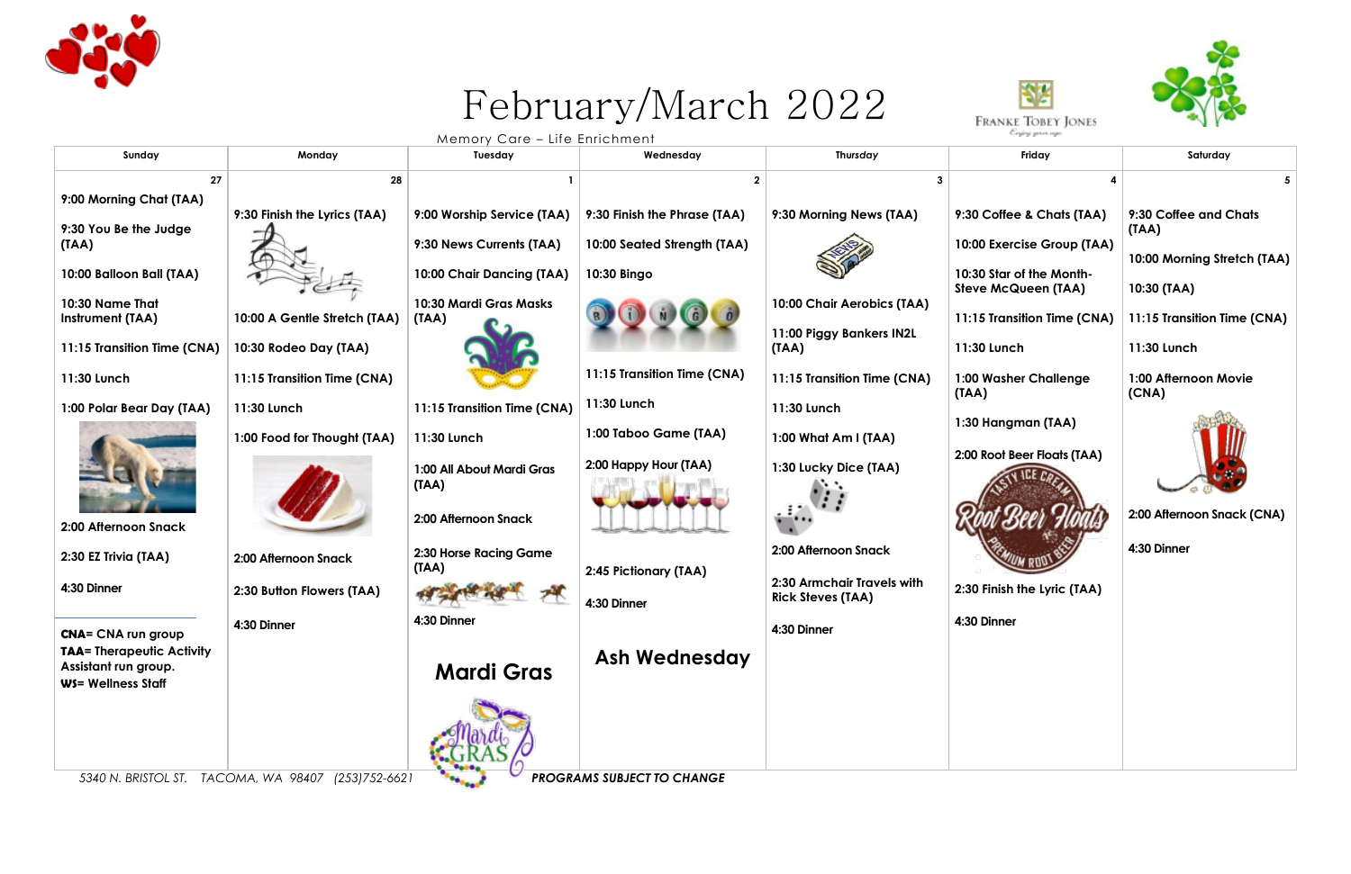# February/March 2022

Memory Care – Life Enrichment

Franke Tobey Jones

| Sunday | Monday | Tuesday | Wednesday | Thursday | Friday | Saturday |
|---|---|---|---|---|---|---|
| **27**<br>9:00 Morning Chat (TAA)<br>9:30 You Be the Judge (TAA)<br>10:00 Balloon Ball (TAA)<br>10:30 Name That Instrument (TAA)<br>11:15 Transition Time (CNA)<br>11:30 Lunch<br>1:00 Polar Bear Day (TAA)<br>2:00 Afternoon Snack<br>2:30 EZ Trivia (TAA)<br>4:30 Dinner | **28**<br>9:30 Finish the Lyrics (TAA)<br>10:00 A Gentle Stretch (TAA)<br>10:30 Rodeo Day (TAA)<br>11:15 Transition Time (CNA)<br>11:30 Lunch<br>1:00 Food for Thought (TAA)<br>2:00 Afternoon Snack<br>2:30 Button Flowers (TAA)<br>4:30 Dinner | **1**<br>9:00 Worship Service (TAA)<br>9:30 News Currents (TAA)<br>10:00 Chair Dancing (TAA)<br>10:30 Mardi Gras Masks (TAA)<br>11:15 Transition Time (CNA)<br>11:30 Lunch<br>1:00 All About Mardi Gras (TAA)<br>2:00 Afternoon Snack<br>2:30 Horse Racing Game (TAA)<br>4:30 Dinner<br>**Mardi Gras** | **2**<br>9:30 Finish the Phrase (TAA)<br>10:00 Seated Strength (TAA)<br>10:30 Bingo<br>11:15 Transition Time (CNA)<br>11:30 Lunch<br>1:00 Taboo Game (TAA)<br>2:00 Happy Hour (TAA)<br>2:45 Pictionary (TAA)<br>4:30 Dinner<br>**Ash Wednesday** | **3**<br>9:30 Morning News (TAA)<br>10:00 Chair Aerobics (TAA)<br>11:00 Piggy Bankers IN2L (TAA)<br>11:15 Transition Time (CNA)<br>11:30 Lunch<br>1:00 What Am I (TAA)<br>1:30 Lucky Dice (TAA)<br>2:00 Afternoon Snack<br>2:30 Armchair Travels with Rick Steves (TAA)<br>4:30 Dinner | **4**<br>9:30 Coffee & Chats (TAA)<br>10:00 Exercise Group (TAA)<br>10:30 Star of the Month-Steve McQueen (TAA)<br>11:15 Transition Time (CNA)<br>11:30 Lunch<br>1:00 Washer Challenge (TAA)<br>1:30 Hangman (TAA)<br>2:00 Root Beer Floats (TAA)<br>2:30 Finish the Lyric (TAA)<br>4:30 Dinner | **5**<br>9:30 Coffee and Chats (TAA)<br>10:00 Morning Stretch (TAA)<br>10:30 (TAA)<br>11:15 Transition Time (CNA)<br>11:30 Lunch<br>1:00 Afternoon Movie (CNA)<br>2:00 Afternoon Snack (CNA)<br>4:30 Dinner |

**CNA**= CNA run group
**TAA**= Therapeutic Activity Assistant run group.
**WS**= Wellness Staff

*5340 N. BRISTOL ST. TACOMA, WA 98407 (253)752-6621*

***PROGRAMS SUBJECT TO CHANGE***